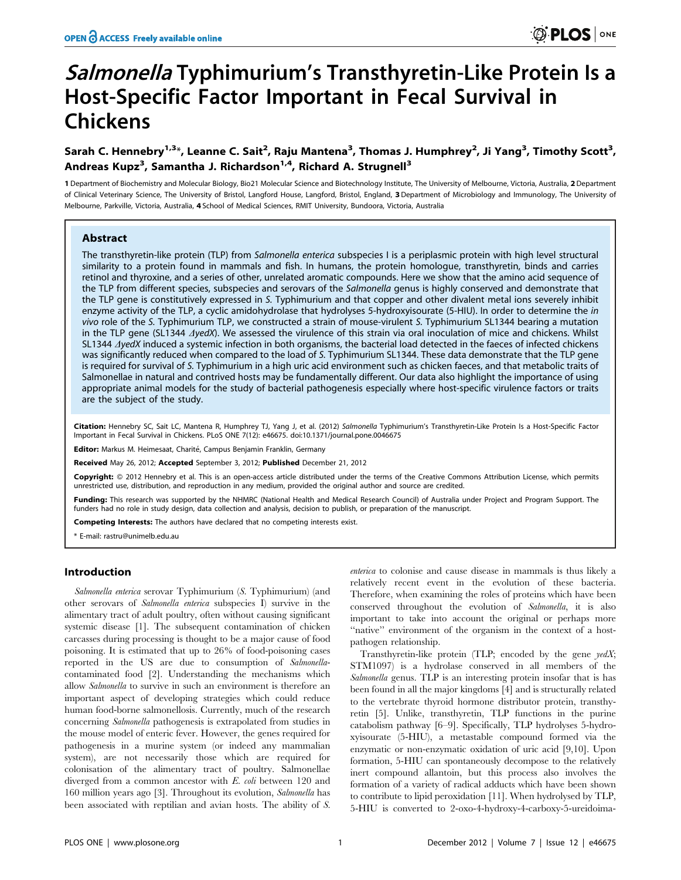# *Salmonella* Typhimurium's Transthyretin-Like Protein Is a Host-Specific Factor Important in Fecal Survival in Chickens

**Sarah C. Hennebry[1,3]*, Leanne C. Sait[2], Raju Mantena[3], Thomas J. Humphrey[2], Ji Yang[3], Timothy Scott[3], Andreas Kupz[3], Samantha J. Richardson[1,4], Richard A. Strugnell[3]**

1 Department of Biochemistry and Molecular Biology, Bio21 Molecular Science and Biotechnology Institute, The University of Melbourne, Victoria, Australia, 2 Department of Clinical Veterinary Science, The University of Bristol, Langford House, Langford, Bristol, England, 3 Department of Microbiology and Immunology, The University of Melbourne, Parkville, Victoria, Australia, 4 School of Medical Sciences, RMIT University, Bundoora, Victoria, Australia

## Abstract

The transthyretin-like protein (TLP) from *Salmonella enterica* subspecies I is a periplasmic protein with high level structural similarity to a protein found in mammals and fish. In humans, the protein homologue, transthyretin, binds and carries retinol and thyroxine, and a series of other, unrelated aromatic compounds. Here we show that the amino acid sequence of the TLP from different species, subspecies and serovars of the *Salmonella* genus is highly conserved and demonstrate that the TLP gene is constitutively expressed in *S.* Typhimurium and that copper and other divalent metal ions severely inhibit enzyme activity of the TLP, a cyclic amidohydrolase that hydrolyses 5-hydroxyisourate (5-HIU). In order to determine the *in vivo* role of the *S.* Typhimurium TLP, we constructed a strain of mouse-virulent *S.* Typhimurium SL1344 bearing a mutation in the TLP gene (SL1344 *ΔyedX*). We assessed the virulence of this strain via oral inoculation of mice and chickens. Whilst SL1344 *ΔyedX* induced a systemic infection in both organisms, the bacterial load detected in the faeces of infected chickens was significantly reduced when compared to the load of *S.* Typhimurium SL1344. These data demonstrate that the TLP gene is required for survival of *S.* Typhimurium in a high uric acid environment such as chicken faeces, and that metabolic traits of Salmonellae in natural and contrived hosts may be fundamentally different. Our data also highlight the importance of using appropriate animal models for the study of bacterial pathogenesis especially where host-specific virulence factors or traits are the subject of the study.

**Citation:** Hennebry SC, Sait LC, Mantena R, Humphrey TJ, Yang J, et al. (2012) *Salmonella* Typhimurium's Transthyretin-Like Protein Is a Host-Specific Factor Important in Fecal Survival in Chickens. PLoS ONE 7(12): e46675. doi:10.1371/journal.pone.0046675

**Editor:** Markus M. Heimesaat, Charité, Campus Benjamin Franklin, Germany

**Received** May 26, 2012; **Accepted** September 3, 2012; **Published** December 21, 2012

**Copyright:** © 2012 Hennebry et al. This is an open-access article distributed under the terms of the Creative Commons Attribution License, which permits unrestricted use, distribution, and reproduction in any medium, provided the original author and source are credited.

**Funding:** This research was supported by the NHMRC (National Health and Medical Research Council) of Australia under Project and Program Support. The funders had no role in study design, data collection and analysis, decision to publish, or preparation of the manuscript.

**Competing Interests:** The authors have declared that no competing interests exist.

\* E-mail: rastru@unimelb.edu.au

## Introduction

*Salmonella enterica* serovar Typhimurium (*S.* Typhimurium) (and other serovars of *Salmonella enterica* subspecies I) survive in the alimentary tract of adult poultry, often without causing significant systemic disease [1]. The subsequent contamination of chicken carcasses during processing is thought to be a major cause of food poisoning. It is estimated that up to 26% of food-poisoning cases reported in the US are due to consumption of *Salmonella*-contaminated food [2]. Understanding the mechanisms which allow *Salmonella* to survive in such an environment is therefore an important aspect of developing strategies which could reduce human food-borne salmonellosis. Currently, much of the research concerning *Salmonella* pathogenesis is extrapolated from studies in the mouse model of enteric fever. However, the genes required for pathogenesis in a murine system (or indeed any mammalian system), are not necessarily those which are required for colonisation of the alimentary tract of poultry. Salmonellae diverged from a common ancestor with *E. coli* between 120 and 160 million years ago [3]. Throughout its evolution, *Salmonella* has been associated with reptilian and avian hosts. The ability of *S. enterica* to colonise and cause disease in mammals is thus likely a relatively recent event in the evolution of these bacteria. Therefore, when examining the roles of proteins which have been conserved throughout the evolution of *Salmonella*, it is also important to take into account the original or perhaps more "native" environment of the organism in the context of a host-pathogen relationship.

Transthyretin-like protein (TLP; encoded by the gene *yedX*; STM1097) is a hydrolase conserved in all members of the *Salmonella* genus. TLP is an interesting protein insofar that is has been found in all the major kingdoms [4] and is structurally related to the vertebrate thyroid hormone distributor protein, transthyretin [5]. Unlike, transthyretin, TLP functions in the purine catabolism pathway [6–9]. Specifically, TLP hydrolyses 5-hydroxyisourate (5-HIU), a metastable compound formed via the enzymatic or non-enzymatic oxidation of uric acid [9,10]. Upon formation, 5-HIU can spontaneously decompose to the relatively inert compound allantoin, but this process also involves the formation of a variety of radical adducts which have been shown to contribute to lipid peroxidation [11]. When hydrolysed by TLP, 5-HIU is converted to 2-oxo-4-hydroxy-4-carboxy-5-ureidoima-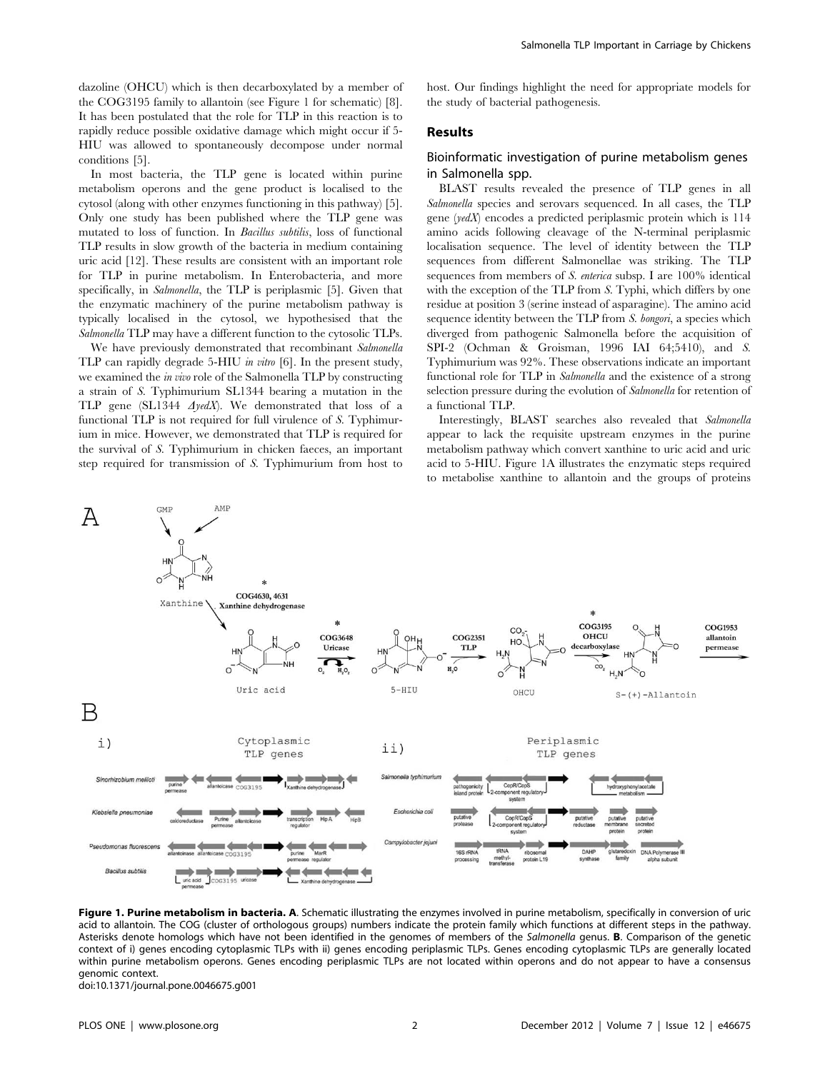dazoline (OHCU) which is then decarboxylated by a member of the COG3195 family to allantoin (see Figure 1 for schematic) [8]. It has been postulated that the role for TLP in this reaction is to rapidly reduce possible oxidative damage which might occur if 5-HIU was allowed to spontaneously decompose under normal conditions [5].

In most bacteria, the TLP gene is located within purine metabolism operons and the gene product is localised to the cytosol (along with other enzymes functioning in this pathway) [5]. Only one study has been published where the TLP gene was mutated to loss of function. In *Bacillus subtilis*, loss of functional TLP results in slow growth of the bacteria in medium containing uric acid [12]. These results are consistent with an important role for TLP in purine metabolism. In Enterobacteria, and more specifically, in *Salmonella*, the TLP is periplasmic [5]. Given that the enzymatic machinery of the purine metabolism pathway is typically localised in the cytosol, we hypothesised that the *Salmonella* TLP may have a different function to the cytosolic TLPs.

We have previously demonstrated that recombinant *Salmonella* TLP can rapidly degrade 5-HIU *in vitro* [6]. In the present study, we examined the *in vivo* role of the Salmonella TLP by constructing a strain of *S.* Typhimurium SL1344 bearing a mutation in the TLP gene (SL1344 *ΔyedX*). We demonstrated that loss of a functional TLP is not required for full virulence of *S.* Typhimurium in mice. However, we demonstrated that TLP is required for the survival of *S.* Typhimurium in chicken faeces, an important step required for transmission of *S.* Typhimurium from host to host. Our findings highlight the need for appropriate models for the study of bacterial pathogenesis.

## Results

### Bioinformatic investigation of purine metabolism genes in Salmonella spp.

BLAST results revealed the presence of TLP genes in all *Salmonella* species and serovars sequenced. In all cases, the TLP gene (*yedX*) encodes a predicted periplasmic protein which is 114 amino acids following cleavage of the N-terminal periplasmic localisation sequence. The level of identity between the TLP sequences from different Salmonellae was striking. The TLP sequences from members of *S. enterica* subsp. I are 100% identical with the exception of the TLP from *S.* Typhi, which differs by one residue at position 3 (serine instead of asparagine). The amino acid sequence identity between the TLP from *S. bongori*, a species which diverged from pathogenic Salmonella before the acquisition of SPI-2 (Ochman & Groisman, 1996 IAI 64;5410), and *S.* Typhimurium was 92%. These observations indicate an important functional role for TLP in *Salmonella* and the existence of a strong selection pressure during the evolution of *Salmonella* for retention of a functional TLP.

Interestingly, BLAST searches also revealed that *Salmonella* appear to lack the requisite upstream enzymes in the purine metabolism pathway which convert xanthine to uric acid and uric acid to 5-HIU. Figure 1A illustrates the enzymatic steps required to metabolise xanthine to allantoin and the groups of proteins

**Figure 1. Purine metabolism in bacteria. A**. Schematic illustrating the enzymes involved in purine metabolism, specifically in conversion of uric acid to allantoin. The COG (cluster of orthologous groups) numbers indicate the protein family which functions at different steps in the pathway. Asterisks denote homologs which have not been identified in the genomes of members of the *Salmonella* genus. **B**. Comparison of the genetic context of i) genes encoding cytoplasmic TLPs with ii) genes encoding periplasmic TLPs. Genes encoding cytoplasmic TLPs are generally located within purine metabolism operons. Genes encoding periplasmic TLPs are not located within operons and do not appear to have a consensus genomic context.
doi:10.1371/journal.pone.0046675.g001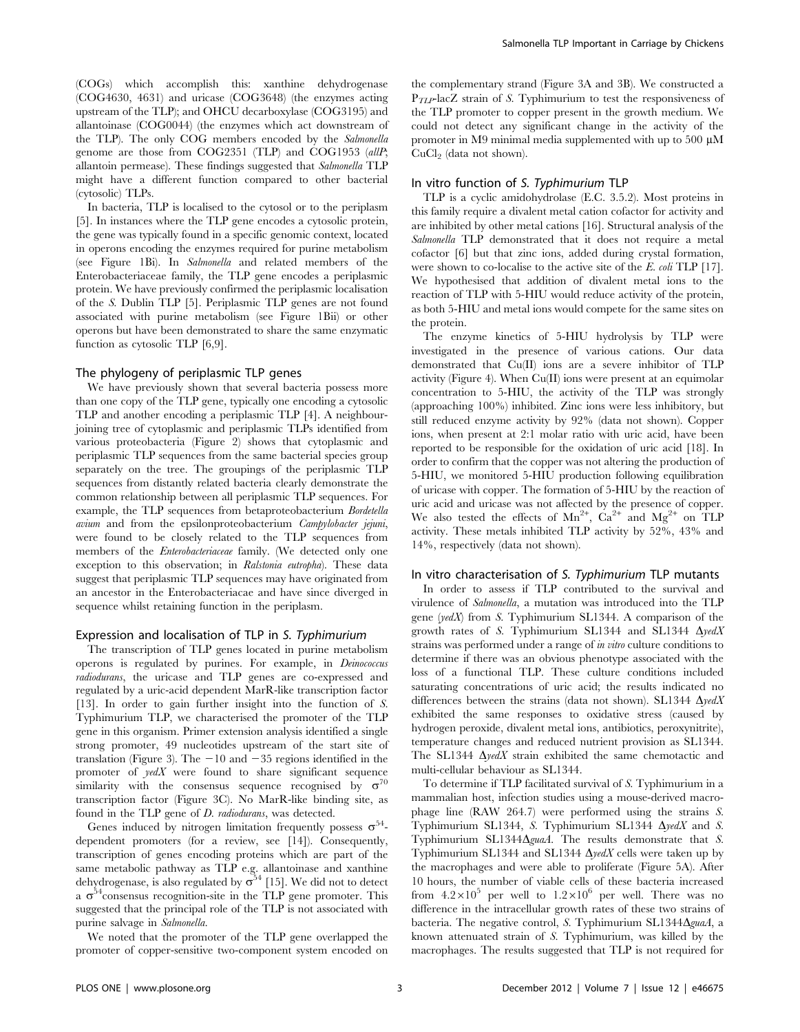(COGs) which accomplish this: xanthine dehydrogenase (COG4630, 4631) and uricase (COG3648) (the enzymes acting upstream of the TLP); and OHCU decarboxylase (COG3195) and allantoinase (COG0044) (the enzymes which act downstream of the TLP). The only COG members encoded by the *Salmonella* genome are those from COG2351 (TLP) and COG1953 (*allP*; allantoin permease). These findings suggested that *Salmonella* TLP might have a different function compared to other bacterial (cytosolic) TLPs.

In bacteria, TLP is localised to the cytosol or to the periplasm [5]. In instances where the TLP gene encodes a cytosolic protein, the gene was typically found in a specific genomic context, located in operons encoding the enzymes required for purine metabolism (see Figure 1Bi). In *Salmonella* and related members of the Enterobacteriaceae family, the TLP gene encodes a periplasmic protein. We have previously confirmed the periplasmic localisation of the *S.* Dublin TLP [5]. Periplasmic TLP genes are not found associated with purine metabolism (see Figure 1Bii) or other operons but have been demonstrated to share the same enzymatic function as cytosolic TLP [6,9].

## The phylogeny of periplasmic TLP genes

We have previously shown that several bacteria possess more than one copy of the TLP gene, typically one encoding a cytosolic TLP and another encoding a periplasmic TLP [4]. A neighbour-joining tree of cytoplasmic and periplasmic TLPs identified from various proteobacteria (Figure 2) shows that cytoplasmic and periplasmic TLP sequences from the same bacterial species group separately on the tree. The groupings of the periplasmic TLP sequences from distantly related bacteria clearly demonstrate the common relationship between all periplasmic TLP sequences. For example, the TLP sequences from betaproteobacterium *Bordetella avium* and from the epsilonproteobacterium *Campylobacter jejuni*, were found to be closely related to the TLP sequences from members of the *Enterobacteriaceae* family. (We detected only one exception to this observation; in *Ralstonia eutropha*). These data suggest that periplasmic TLP sequences may have originated from an ancestor in the Enterobacteriacae and have since diverged in sequence whilst retaining function in the periplasm.

## Expression and localisation of TLP in *S. Typhimurium*

The transcription of TLP genes located in purine metabolism operons is regulated by purines. For example, in *Deinococcus radiodurans*, the uricase and TLP genes are co-expressed and regulated by a uric-acid dependent MarR-like transcription factor [13]. In order to gain further insight into the function of *S.* Typhimurium TLP, we characterised the promoter of the TLP gene in this organism. Primer extension analysis identified a single strong promoter, 49 nucleotides upstream of the start site of translation (Figure 3). The −10 and −35 regions identified in the promoter of *yedX* were found to share significant sequence similarity with the consensus sequence recognised by $\sigma^{70}$ transcription factor (Figure 3C). No MarR-like binding site, as found in the TLP gene of *D. radiodurans*, was detected.

Genes induced by nitrogen limitation frequently possess $\sigma^{54}$-dependent promoters (for a review, see [14]). Consequently, transcription of genes encoding proteins which are part of the same metabolic pathway as TLP e.g. allantoinase and xanthine dehydrogenase, is also regulated by $\sigma^{54}$ [15]. We did not to detect a $\sigma^{54}$consensus recognition-site in the TLP gene promoter. This suggested that the principal role of the TLP is not associated with purine salvage in *Salmonella*.

We noted that the promoter of the TLP gene overlapped the promoter of copper-sensitive two-component system encoded on the complementary strand (Figure 3A and 3B). We constructed a $P_{TLP}$-lacZ strain of *S.* Typhimurium to test the responsiveness of the TLP promoter to copper present in the growth medium. We could not detect any significant change in the activity of the promoter in M9 minimal media supplemented with up to 500 µM $CuCl_2$ (data not shown).

## In vitro function of *S. Typhimurium* TLP

TLP is a cyclic amidohydrolase (E.C. 3.5.2). Most proteins in this family require a divalent metal cation cofactor for activity and are inhibited by other metal cations [16]. Structural analysis of the *Salmonella* TLP demonstrated that it does not require a metal cofactor [6] but that zinc ions, added during crystal formation, were shown to co-localise to the active site of the *E. coli* TLP [17]. We hypothesised that addition of divalent metal ions to the reaction of TLP with 5-HIU would reduce activity of the protein, as both 5-HIU and metal ions would compete for the same sites on the protein.

The enzyme kinetics of 5-HIU hydrolysis by TLP were investigated in the presence of various cations. Our data demonstrated that Cu(II) ions are a severe inhibitor of TLP activity (Figure 4). When Cu(II) ions were present at an equimolar concentration to 5-HIU, the activity of the TLP was strongly (approaching 100%) inhibited. Zinc ions were less inhibitory, but still reduced enzyme activity by 92% (data not shown). Copper ions, when present at 2:1 molar ratio with uric acid, have been reported to be responsible for the oxidation of uric acid [18]. In order to confirm that the copper was not altering the production of 5-HIU, we monitored 5-HIU production following equilibration of uricase with copper. The formation of 5-HIU by the reaction of uric acid and uricase was not affected by the presence of copper. We also tested the effects of $Mn^{2+}$, $Ca^{2+}$ and $Mg^{2+}$ on TLP activity. These metals inhibited TLP activity by 52%, 43% and 14%, respectively (data not shown).

## In vitro characterisation of *S. Typhimurium* TLP mutants

In order to assess if TLP contributed to the survival and virulence of *Salmonella*, a mutation was introduced into the TLP gene (*yedX*) from *S.* Typhimurium SL1344. A comparison of the growth rates of *S.* Typhimurium SL1344 and SL1344 Δ*yedX* strains was performed under a range of *in vitro* culture conditions to determine if there was an obvious phenotype associated with the loss of a functional TLP. These culture conditions included saturating concentrations of uric acid; the results indicated no differences between the strains (data not shown). SL1344 Δ*yedX* exhibited the same responses to oxidative stress (caused by hydrogen peroxide, divalent metal ions, antibiotics, peroxynitrite), temperature changes and reduced nutrient provision as SL1344. The SL1344 Δ*yedX* strain exhibited the same chemotactic and multi-cellular behaviour as SL1344.

To determine if TLP facilitated survival of *S.* Typhimurium in a mammalian host, infection studies using a mouse-derived macrophage line (RAW 264.7) were performed using the strains *S.* Typhimurium SL1344, *S.* Typhimurium SL1344 Δ*yedX* and *S.* Typhimurium SL1344Δ*guaA*. The results demonstrate that *S.* Typhimurium SL1344 and SL1344 Δ*yedX* cells were taken up by the macrophages and were able to proliferate (Figure 5A). After 10 hours, the number of viable cells of these bacteria increased from $4.2\times10^5$ per well to $1.2\times10^6$ per well. There was no difference in the intracellular growth rates of these two strains of bacteria. The negative control, *S.* Typhimurium SL1344Δ*guaA*, a known attenuated strain of *S.* Typhimurium, was killed by the macrophages. The results suggested that TLP is not required for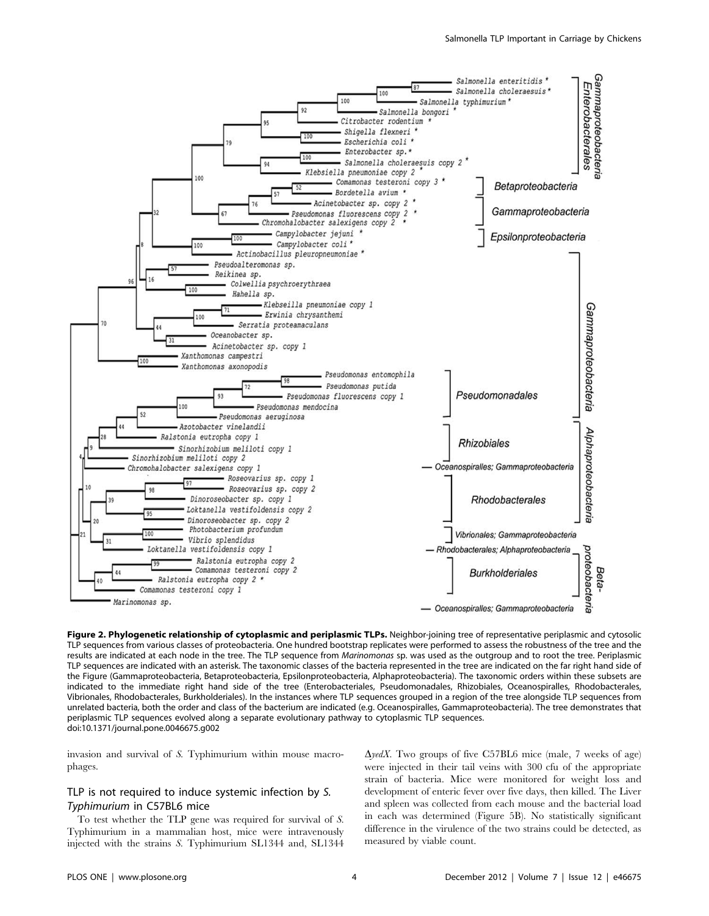**Figure 2. Phylogenetic relationship of cytoplasmic and periplasmic TLPs.** Neighbor-joining tree of representative periplasmic and cytosolic TLP sequences from various classes of proteobacteria. One hundred bootstrap replicates were performed to assess the robustness of the tree and the results are indicated at each node in the tree. The TLP sequence from *Marinomonas* sp. was used as the outgroup and to root the tree. Periplasmic TLP sequences are indicated with an asterisk. The taxonomic classes of the bacteria represented in the tree are indicated on the far right hand side of the Figure (Gammaproteobacteria, Betaproteobacteria, Epsilonproteobacteria, Alphaproteobacteria). The taxonomic orders within these subsets are indicated to the immediate right hand side of the tree (Enterobacteriales, Pseudomonadales, Rhizobiales, Oceanospiralles, Rhodobacterales, Vibrionales, Rhodobacterales, Burkholderiales). In the instances where TLP sequences grouped in a region of the tree alongside TLP sequences from unrelated bacteria, both the order and class of the bacterium are indicated (e.g. Oceanospiralles, Gammaproteobacteria). The tree demonstrates that periplasmic TLP sequences evolved along a separate evolutionary pathway to cytoplasmic TLP sequences.
doi:10.1371/journal.pone.0046675.g002

invasion and survival of *S.* Typhimurium within mouse macrophages.

## TLP is not required to induce systemic infection by *S.* Typhimurium in C57BL6 mice

To test whether the TLP gene was required for survival of *S.* Typhimurium in a mammalian host, mice were intravenously injected with the strains *S.* Typhimurium SL1344 and, SL1344 $\Delta$*yedX*. Two groups of five C57BL6 mice (male, 7 weeks of age) were injected in their tail veins with 300 cfu of the appropriate strain of bacteria. Mice were monitored for weight loss and development of enteric fever over five days, then killed. The Liver and spleen was collected from each mouse and the bacterial load in each was determined (Figure 5B). No statistically significant difference in the virulence of the two strains could be detected, as measured by viable count.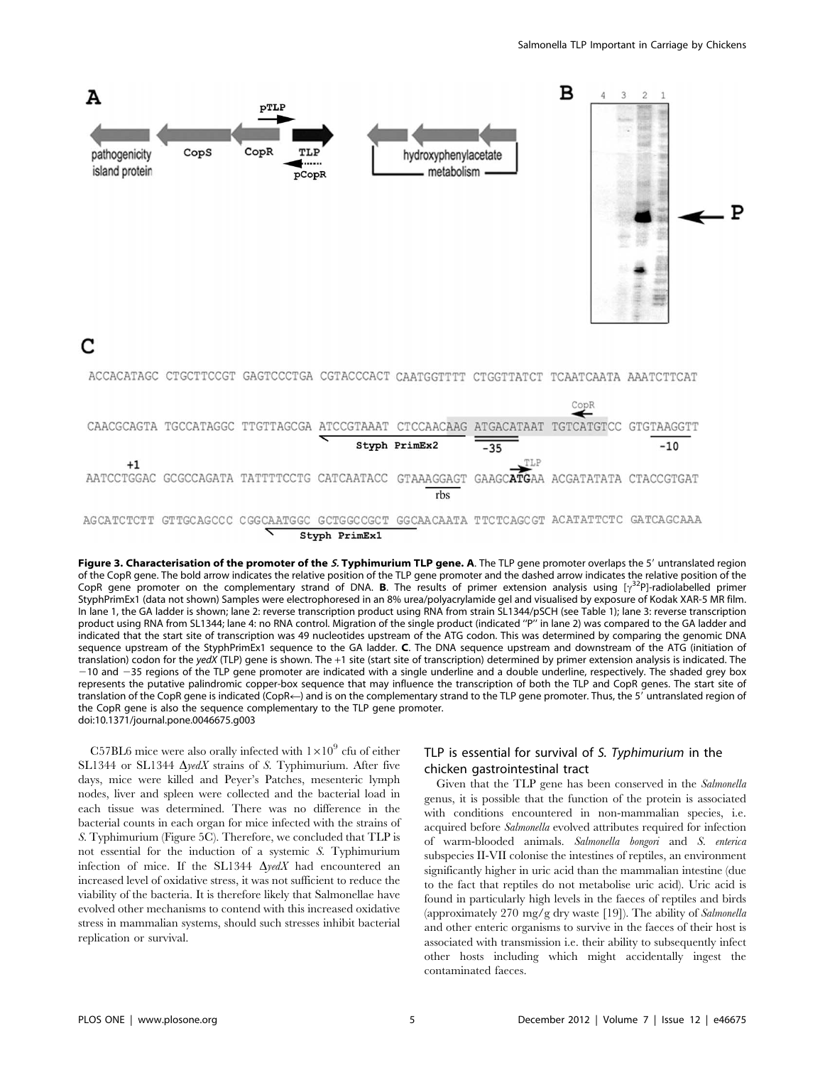**Figure 3. Characterisation of the promoter of the *S.* Typhimurium TLP gene. A**. The TLP gene promoter overlaps the 5′ untranslated region of the CopR gene. The bold arrow indicates the relative position of the TLP gene promoter and the dashed arrow indicates the relative position of the CopR gene promoter on the complementary strand of DNA. **B**. The results of primer extension analysis using [$\gamma^{32}$P]-radiolabelled primer StyphPrimEx1 (data not shown) Samples were electrophoresed in an 8% urea/polyacrylamide gel and visualised by exposure of Kodak XAR-5 MR film. In lane 1, the GA ladder is shown; lane 2: reverse transcription product using RNA from strain SL1344/pSCH (see Table 1); lane 3: reverse transcription product using RNA from SL1344; lane 4: no RNA control. Migration of the single product (indicated "P" in lane 2) was compared to the GA ladder and indicated that the start site of transcription was 49 nucleotides upstream of the ATG codon. This was determined by comparing the genomic DNA sequence upstream of the StyphPrimEx1 sequence to the GA ladder. **C**. The DNA sequence upstream and downstream of the ATG (initiation of translation) codon for the *yedX* (TLP) gene is shown. The +1 site (start site of transcription) determined by primer extension analysis is indicated. The −10 and −35 regions of the TLP gene promoter are indicated with a single underline and a double underline, respectively. The shaded grey box represents the putative palindromic copper-box sequence that may influence the transcription of both the TLP and CopR genes. The start site of translation of the CopR gene is indicated (CopR←) and is on the complementary strand to the TLP gene promoter. Thus, the 5′ untranslated region of the CopR gene is also the sequence complementary to the TLP gene promoter.
doi:10.1371/journal.pone.0046675.g003

C57BL6 mice were also orally infected with $1\times10^9$ cfu of either SL1344 or SL1344 Δ*yedX* strains of *S.* Typhimurium. After five days, mice were killed and Peyer's Patches, mesenteric lymph nodes, liver and spleen were collected and the bacterial load in each tissue was determined. There was no difference in the bacterial counts in each organ for mice infected with the strains of *S.* Typhimurium (Figure 5C). Therefore, we concluded that TLP is not essential for the induction of a systemic *S.* Typhimurium infection of mice. If the SL1344 Δ*yedX* had encountered an increased level of oxidative stress, it was not sufficient to reduce the viability of the bacteria. It is therefore likely that Salmonellae have evolved other mechanisms to contend with this increased oxidative stress in mammalian systems, should such stresses inhibit bacterial replication or survival.

## TLP is essential for survival of *S. Typhimurium* in the chicken gastrointestinal tract

Given that the TLP gene has been conserved in the *Salmonella* genus, it is possible that the function of the protein is associated with conditions encountered in non-mammalian species, i.e. acquired before *Salmonella* evolved attributes required for infection of warm-blooded animals. *Salmonella bongori* and *S. enterica* subspecies II-VII colonise the intestines of reptiles, an environment significantly higher in uric acid than the mammalian intestine (due to the fact that reptiles do not metabolise uric acid). Uric acid is found in particularly high levels in the faeces of reptiles and birds (approximately 270 mg/g dry waste [19]). The ability of *Salmonella* and other enteric organisms to survive in the faeces of their host is associated with transmission i.e. their ability to subsequently infect other hosts including which might accidentally ingest the contaminated faeces.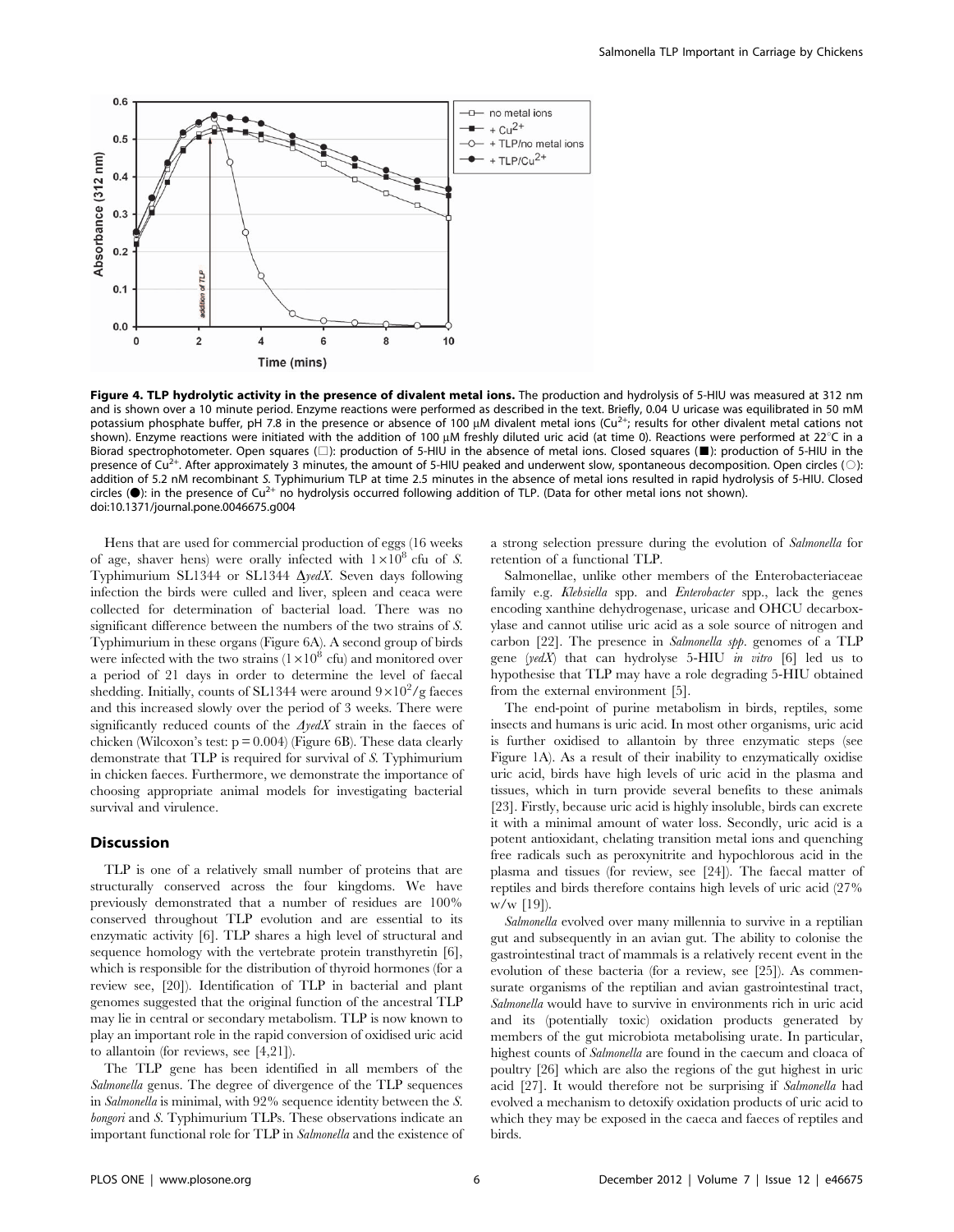Figure 4. TLP hydrolytic activity in the presence of divalent metal ions. The production and hydrolysis of 5-HIU was measured at 312 nm and is shown over a 10 minute period. Enzyme reactions were performed as described in the text. Briefly, 0.04 U uricase was equilibrated in 50 mM potassium phosphate buffer, pH 7.8 in the presence or absence of 100 µM divalent metal ions ($Cu^{2+}$; results for other divalent metal cations not shown). Enzyme reactions were initiated with the addition of 100 µM freshly diluted uric acid (at time 0). Reactions were performed at 22°C in a Biorad spectrophotometer. Open squares (□): production of 5-HIU in the absence of metal ions. Closed squares (■): production of 5-HIU in the presence of $Cu^{2+}$. After approximately 3 minutes, the amount of 5-HIU peaked and underwent slow, spontaneous decomposition. Open circles (○): addition of 5.2 nM recombinant *S.* Typhimurium TLP at time 2.5 minutes in the absence of metal ions resulted in rapid hydrolysis of 5-HIU. Closed circles (●): in the presence of $Cu^{2+}$ no hydrolysis occurred following addition of TLP. (Data for other metal ions not shown).
doi:10.1371/journal.pone.0046675.g004

Hens that are used for commercial production of eggs (16 weeks of age, shaver hens) were orally infected with $1\times10^8$ cfu of *S.* Typhimurium SL1344 or SL1344 Δ*yedX*. Seven days following infection the birds were culled and liver, spleen and ceaca were collected for determination of bacterial load. There was no significant difference between the numbers of the two strains of *S.* Typhimurium in these organs (Figure 6A). A second group of birds were infected with the two strains ($1\times10^8$ cfu) and monitored over a period of 21 days in order to determine the level of faecal shedding. Initially, counts of SL1344 were around $9\times10^2$/g faeces and this increased slowly over the period of 3 weeks. There were significantly reduced counts of the Δ*yedX* strain in the faeces of chicken (Wilcoxon's test: $p = 0.004$) (Figure 6B). These data clearly demonstrate that TLP is required for survival of *S.* Typhimurium in chicken faeces. Furthermore, we demonstrate the importance of choosing appropriate animal models for investigating bacterial survival and virulence.

## Discussion

TLP is one of a relatively small number of proteins that are structurally conserved across the four kingdoms. We have previously demonstrated that a number of residues are 100% conserved throughout TLP evolution and are essential to its enzymatic activity [6]. TLP shares a high level of structural and sequence homology with the vertebrate protein transthyretin [6], which is responsible for the distribution of thyroid hormones (for a review see, [20]). Identification of TLP in bacterial and plant genomes suggested that the original function of the ancestral TLP may lie in central or secondary metabolism. TLP is now known to play an important role in the rapid conversion of oxidised uric acid to allantoin (for reviews, see [4,21]).

The TLP gene has been identified in all members of the *Salmonella* genus. The degree of divergence of the TLP sequences in *Salmonella* is minimal, with 92% sequence identity between the *S. bongori* and *S.* Typhimurium TLPs. These observations indicate an important functional role for TLP in *Salmonella* and the existence of a strong selection pressure during the evolution of *Salmonella* for retention of a functional TLP.

Salmonellae, unlike other members of the Enterobacteriaceae family e.g. *Klebsiella* spp. and *Enterobacter* spp., lack the genes encoding xanthine dehydrogenase, uricase and OHCU decarboxylase and cannot utilise uric acid as a sole source of nitrogen and carbon [22]. The presence in *Salmonella spp.* genomes of a TLP gene (*yedX*) that can hydrolyse 5-HIU *in vitro* [6] led us to hypothesise that TLP may have a role degrading 5-HIU obtained from the external environment [5].

The end-point of purine metabolism in birds, reptiles, some insects and humans is uric acid. In most other organisms, uric acid is further oxidised to allantoin by three enzymatic steps (see Figure 1A). As a result of their inability to enzymatically oxidise uric acid, birds have high levels of uric acid in the plasma and tissues, which in turn provide several benefits to these animals [23]. Firstly, because uric acid is highly insoluble, birds can excrete it with a minimal amount of water loss. Secondly, uric acid is a potent antioxidant, chelating transition metal ions and quenching free radicals such as peroxynitrite and hypochlorous acid in the plasma and tissues (for review, see [24]). The faecal matter of reptiles and birds therefore contains high levels of uric acid (27% w/w [19]).

*Salmonella* evolved over many millennia to survive in a reptilian gut and subsequently in an avian gut. The ability to colonise the gastrointestinal tract of mammals is a relatively recent event in the evolution of these bacteria (for a review, see [25]). As commensurate organisms of the reptilian and avian gastrointestinal tract, *Salmonella* would have to survive in environments rich in uric acid and its (potentially toxic) oxidation products generated by members of the gut microbiota metabolising urate. In particular, highest counts of *Salmonella* are found in the caecum and cloaca of poultry [26] which are also the regions of the gut highest in uric acid [27]. It would therefore not be surprising if *Salmonella* had evolved a mechanism to detoxify oxidation products of uric acid to which they may be exposed in the caeca and faeces of reptiles and birds.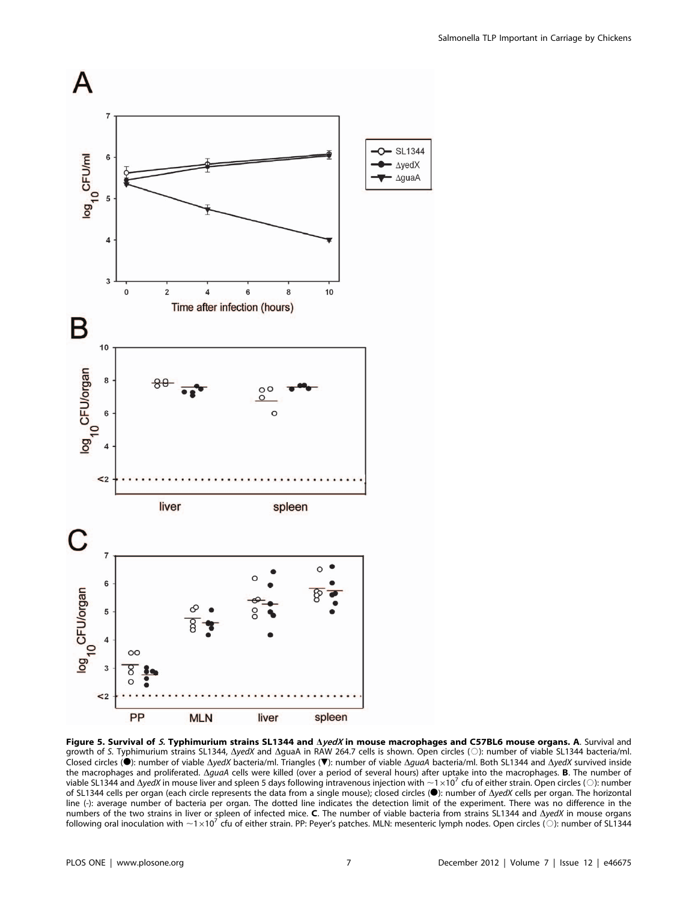**Figure 5. Survival of *S.* Typhimurium strains SL1344 and Δ*yedX* in mouse macrophages and C57BL6 mouse organs. A**. Survival and growth of *S.* Typhimurium strains SL1344, Δ*yedX* and ΔguaA in RAW 264.7 cells is shown. Open circles (○): number of viable SL1344 bacteria/ml. Closed circles (●): number of viable Δ*yedX* bacteria/ml. Triangles (▼): number of viable Δ*guaA* bacteria/ml. Both SL1344 and Δ*yedX* survived inside the macrophages and proliferated. Δ*guaA* cells were killed (over a period of several hours) after uptake into the macrophages. **B**. The number of viable SL1344 and Δ*yedX* in mouse liver and spleen 5 days following intravenous injection with $\sim 1\times10^7$ cfu of either strain. Open circles (○): number of SL1344 cells per organ (each circle represents the data from a single mouse); closed circles (●): number of Δ*yedX* cells per organ. The horizontal line (-): average number of bacteria per organ. The dotted line indicates the detection limit of the experiment. There was no difference in the numbers of the two strains in liver or spleen of infected mice. **C**. The number of viable bacteria from strains SL1344 and Δ*yedX* in mouse organs following oral inoculation with $\sim 1\times10^7$ cfu of either strain. PP: Peyer's patches. MLN: mesenteric lymph nodes. Open circles (○): number of SL1344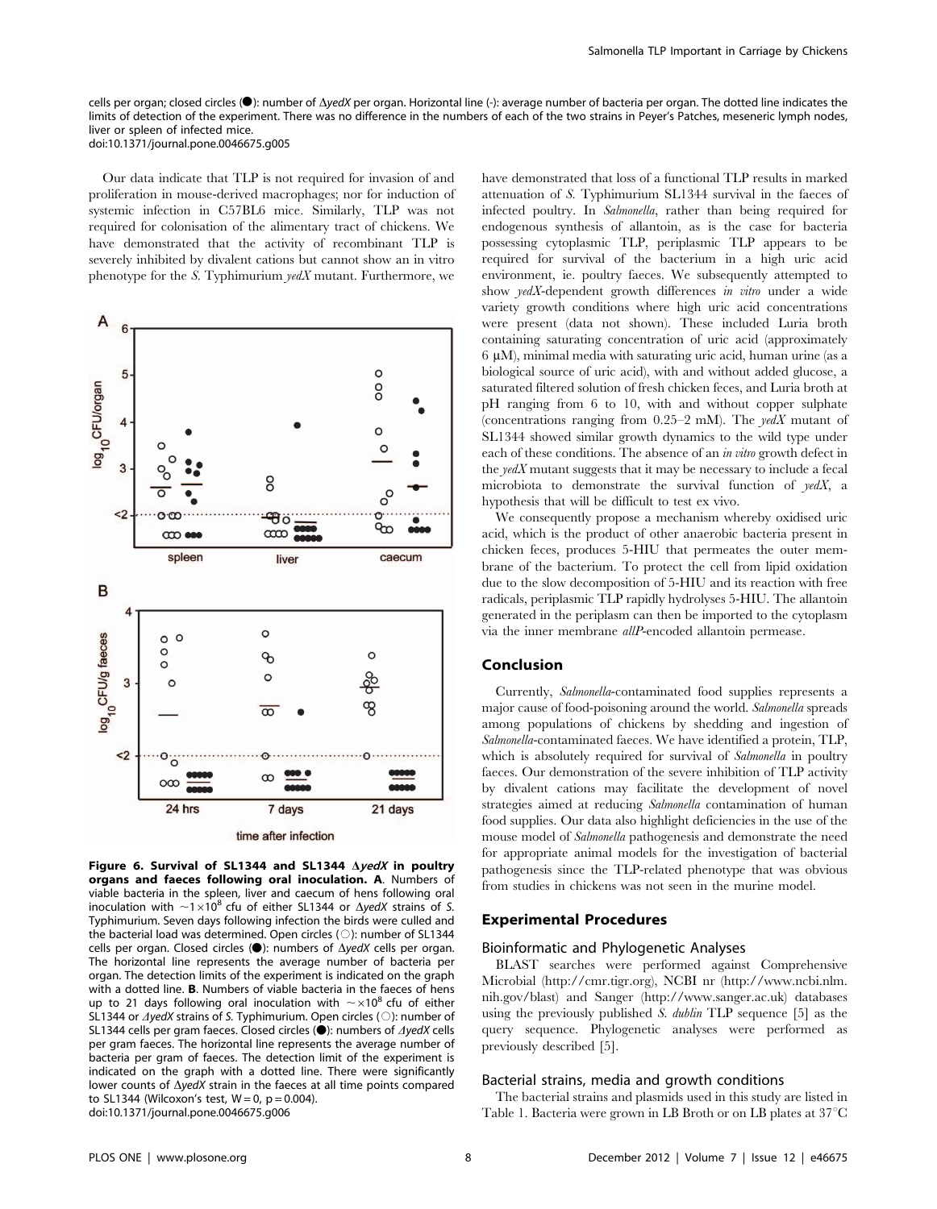cells per organ; closed circles (●): number of Δ*yedX* per organ. Horizontal line (-): average number of bacteria per organ. The dotted line indicates the limits of detection of the experiment. There was no difference in the numbers of each of the two strains in Peyer's Patches, meseneric lymph nodes, liver or spleen of infected mice.
doi:10.1371/journal.pone.0046675.g005

Our data indicate that TLP is not required for invasion of and proliferation in mouse-derived macrophages; nor for induction of systemic infection in C57BL6 mice. Similarly, TLP was not required for colonisation of the alimentary tract of chickens. We have demonstrated that the activity of recombinant TLP is severely inhibited by divalent cations but cannot show an in vitro phenotype for the *S.* Typhimurium *yedX* mutant. Furthermore, we have demonstrated that loss of a functional TLP results in marked attenuation of *S.* Typhimurium SL1344 survival in the faeces of infected poultry. In *Salmonella*, rather than being required for endogenous synthesis of allantoin, as is the case for bacteria possessing cytoplasmic TLP, periplasmic TLP appears to be required for survival of the bacterium in a high uric acid environment, ie. poultry faeces. We subsequently attempted to show *yedX*-dependent growth differences *in vitro* under a wide variety growth conditions where high uric acid concentrations were present (data not shown). These included Luria broth containing saturating concentration of uric acid (approximately 6 μM), minimal media with saturating uric acid, human urine (as a biological source of uric acid), with and without added glucose, a saturated filtered solution of fresh chicken feces, and Luria broth at pH ranging from 6 to 10, with and without copper sulphate (concentrations ranging from 0.25–2 mM). The *yedX* mutant of SL1344 showed similar growth dynamics to the wild type under each of these conditions. The absence of an *in vitro* growth defect in the *yedX* mutant suggests that it may be necessary to include a fecal microbiota to demonstrate the survival function of *yedX*, a hypothesis that will be difficult to test ex vivo.

We consequently propose a mechanism whereby oxidised uric acid, which is the product of other anaerobic bacteria present in chicken feces, produces 5-HIU that permeates the outer membrane of the bacterium. To protect the cell from lipid oxidation due to the slow decomposition of 5-HIU and its reaction with free radicals, periplasmic TLP rapidly hydrolyses 5-HIU. The allantoin generated in the periplasm can then be imported to the cytoplasm via the inner membrane *allP*-encoded allantoin permease.

**Figure 6. Survival of SL1344 and SL1344 Δ*yedX* in poultry organs and faeces following oral inoculation. A**. Numbers of viable bacteria in the spleen, liver and caecum of hens following oral inoculation with ~$1\times10^8$ cfu of either SL1344 or Δ*yedX* strains of *S.* Typhimurium. Seven days following infection the birds were culled and the bacterial load was determined. Open circles (○): number of SL1344 cells per organ. Closed circles (●): numbers of Δ*yedX* cells per organ. The horizontal line represents the average number of bacteria per organ. The detection limits of the experiment is indicated on the graph with a dotted line. **B**. Numbers of viable bacteria in the faeces of hens up to 21 days following oral inoculation with ~$\times10^8$ cfu of either SL1344 or Δ*yedX* strains of *S.* Typhimurium. Open circles (○): number of SL1344 cells per gram faeces. Closed circles (●): numbers of Δ*yedX* cells per gram faeces. The horizontal line represents the average number of bacteria per gram of faeces. The detection limit of the experiment is indicated on the graph with a dotted line. There were significantly lower counts of Δ*yedX* strain in the faeces at all time points compared to SL1344 (Wilcoxon's test, $W=0$, $p=0.004$).
doi:10.1371/journal.pone.0046675.g006

## Conclusion

Currently, *Salmonella*-contaminated food supplies represents a major cause of food-poisoning around the world. *Salmonella* spreads among populations of chickens by shedding and ingestion of *Salmonella*-contaminated faeces. We have identified a protein, TLP, which is absolutely required for survival of *Salmonella* in poultry faeces. Our demonstration of the severe inhibition of TLP activity by divalent cations may facilitate the development of novel strategies aimed at reducing *Salmonella* contamination of human food supplies. Our data also highlight deficiencies in the use of the mouse model of *Salmonella* pathogenesis and demonstrate the need for appropriate animal models for the investigation of bacterial pathogenesis since the TLP-related phenotype that was obvious from studies in chickens was not seen in the murine model.

## Experimental Procedures

### Bioinformatic and Phylogenetic Analyses

BLAST searches were performed against Comprehensive Microbial (http://cmr.tigr.org), NCBI nr (http://www.ncbi.nlm.nih.gov/blast) and Sanger (http://www.sanger.ac.uk) databases using the previously published *S. dublin* TLP sequence [5] as the query sequence. Phylogenetic analyses were performed as previously described [5].

### Bacterial strains, media and growth conditions

The bacterial strains and plasmids used in this study are listed in Table 1. Bacteria were grown in LB Broth or on LB plates at 37°C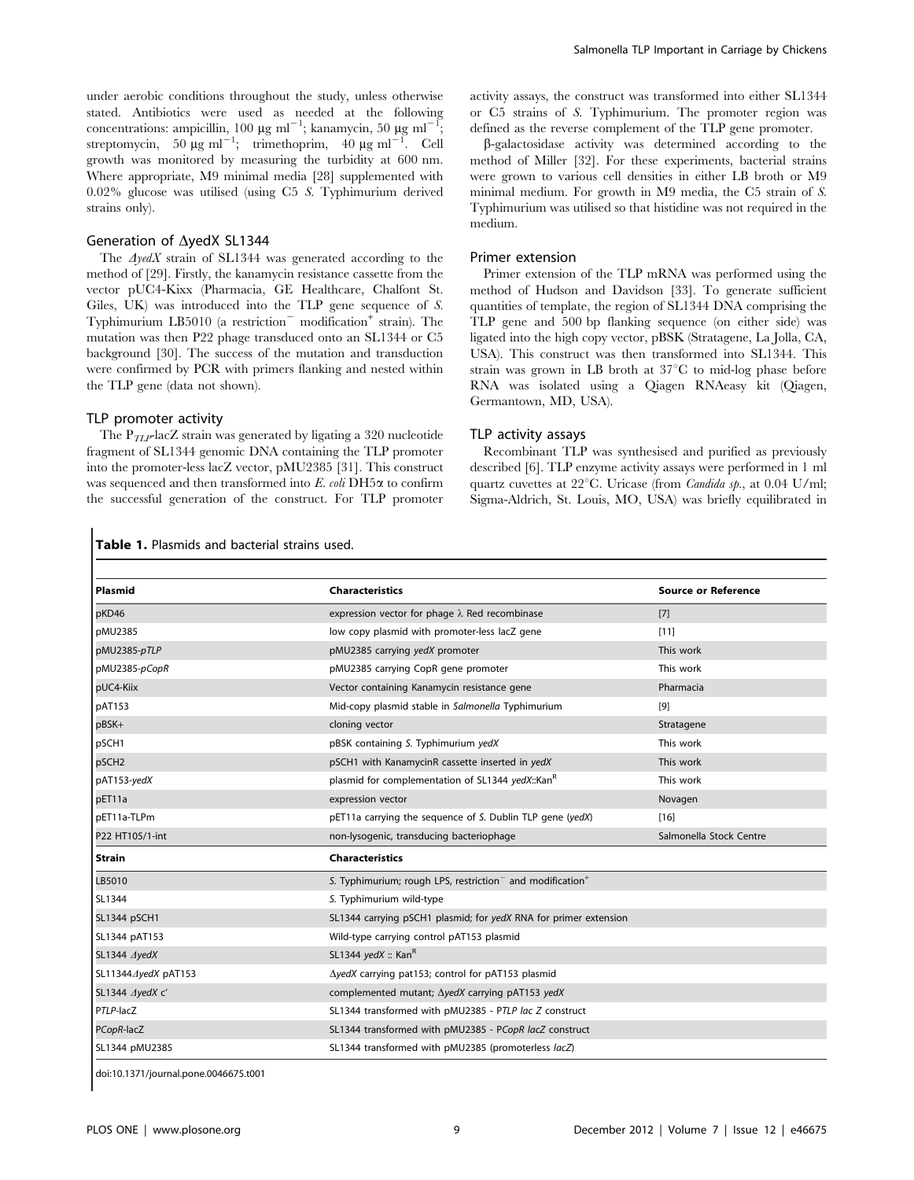under aerobic conditions throughout the study, unless otherwise stated. Antibiotics were used as needed at the following concentrations: ampicillin, 100 μg $ml^{-1}$; kanamycin, 50 μg $ml^{-1}$; streptomycin, 50 μg $ml^{-1}$; trimethoprim, 40 μg $ml^{-1}$. Cell growth was monitored by measuring the turbidity at 600 nm. Where appropriate, M9 minimal media [28] supplemented with 0.02% glucose was utilised (using C5 *S.* Typhimurium derived strains only).

### Generation of ΔyedX SL1344

The *ΔyedX* strain of SL1344 was generated according to the method of [29]. Firstly, the kanamycin resistance cassette from the vector pUC4-Kixx (Pharmacia, GE Healthcare, Chalfont St. Giles, UK) was introduced into the TLP gene sequence of *S.* Typhimurium LB5010 (a restriction$^{-}$ modification$^{+}$ strain). The mutation was then P22 phage transduced onto an SL1344 or C5 background [30]. The success of the mutation and transduction were confirmed by PCR with primers flanking and nested within the TLP gene (data not shown).

### TLP promoter activity

The $P_{TLP}$-lacZ strain was generated by ligating a 320 nucleotide fragment of SL1344 genomic DNA containing the TLP promoter into the promoter-less lacZ vector, pMU2385 [31]. This construct was sequenced and then transformed into *E. coli* DH5α to confirm the successful generation of the construct. For TLP promoter activity assays, the construct was transformed into either SL1344 or C5 strains of *S.* Typhimurium. The promoter region was defined as the reverse complement of the TLP gene promoter.

β-galactosidase activity was determined according to the method of Miller [32]. For these experiments, bacterial strains were grown to various cell densities in either LB broth or M9 minimal medium. For growth in M9 media, the C5 strain of *S.* Typhimurium was utilised so that histidine was not required in the medium.

### Primer extension

Primer extension of the TLP mRNA was performed using the method of Hudson and Davidson [33]. To generate sufficient quantities of template, the region of SL1344 DNA comprising the TLP gene and 500 bp flanking sequence (on either side) was ligated into the high copy vector, pBSK (Stratagene, La Jolla, CA, USA). This construct was then transformed into SL1344. This strain was grown in LB broth at 37°C to mid-log phase before RNA was isolated using a Qiagen RNAeasy kit (Qiagen, Germantown, MD, USA).

### TLP activity assays

Recombinant TLP was synthesised and purified as previously described [6]. TLP enzyme activity assays were performed in 1 ml quartz cuvettes at 22°C. Uricase (from *Candida sp.*, at 0.04 U/ml; Sigma-Aldrich, St. Louis, MO, USA) was briefly equilibrated in

**Table 1.** Plasmids and bacterial strains used.

| Plasmid | Characteristics | Source or Reference |
|---|---|---|
| pKD46 | expression vector for phage λ Red recombinase | [7] |
| pMU2385 | low copy plasmid with promoter-less lacZ gene | [11] |
| pMU2385-*pTLP* | pMU2385 carrying *yedX* promoter | This work |
| pMU2385-*pCopR* | pMU2385 carrying CopR gene promoter | This work |
| pUC4-Kiix | Vector containing Kanamycin resistance gene | Pharmacia |
| pAT153 | Mid-copy plasmid stable in *Salmonella* Typhimurium | [9] |
| pBSK+ | cloning vector | Stratagene |
| pSCH1 | pBSK containing *S.* Typhimurium *yedX* | This work |
| pSCH2 | pSCH1 with KanamycinR cassette inserted in *yedX* | This work |
| pAT153-*yedX* | plasmid for complementation of SL1344 *yedX*::Kan$^{R}$ | This work |
| pET11a | expression vector | Novagen |
| pET11a-TLPm | pET11a carrying the sequence of *S.* Dublin TLP gene (*yedX*) | [16] |
| P22 HT105/1-int | non-lysogenic, transducing bacteriophage | Salmonella Stock Centre |
| **Strain** | **Characteristics** | |
| LB5010 | *S.* Typhimurium; rough LPS, restriction$^{-}$ and modification$^{+}$ | |
| SL1344 | *S.* Typhimurium wild-type | |
| SL1344 pSCH1 | SL1344 carrying pSCH1 plasmid; for *yedX* RNA for primer extension | |
| SL1344 pAT153 | Wild-type carrying control pAT153 plasmid | |
| SL1344 *ΔyedX* | SL1344 *yedX* :: Kan$^{R}$ | |
| SL11344*ΔyedX* pAT153 | *ΔyedX* carrying pat153; control for pAT153 plasmid | |
| SL1344 *ΔyedX* c' | complemented mutant; ΔyedX carrying pAT153 yedX | |
| P*TLP*-lacZ | SL1344 transformed with pMU2385 - P*TLP lac Z* construct | |
| P*CopR*-lacZ | SL1344 transformed with pMU2385 - P*CopR lacZ* construct | |
| SL1344 pMU2385 | SL1344 transformed with pMU2385 (promoterless *lacZ*) | |

doi:10.1371/journal.pone.0046675.t001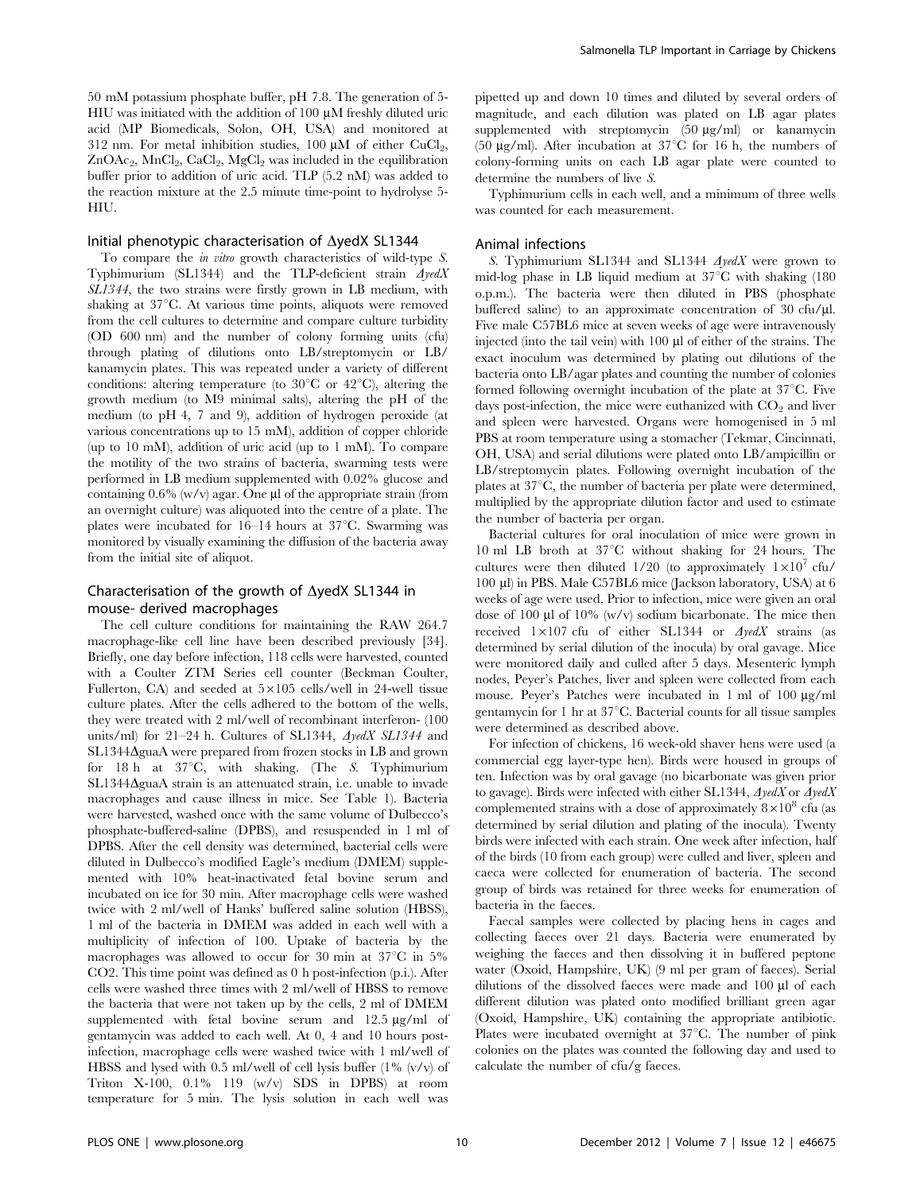50 mM potassium phosphate buffer, pH 7.8. The generation of 5-HIU was initiated with the addition of 100 μM freshly diluted uric acid (MP Biomedicals, Solon, OH, USA) and monitored at 312 nm. For metal inhibition studies, 100 μM of either $CuCl_2$, $ZnOAc_2$, $MnCl_2$, $CaCl_2$, $MgCl_2$ was included in the equilibration buffer prior to addition of uric acid. TLP (5.2 nM) was added to the reaction mixture at the 2.5 minute time-point to hydrolyse 5-HIU.

### Initial phenotypic characterisation of ΔyedX SL1344

To compare the *in vitro* growth characteristics of wild-type *S.* Typhimurium (SL1344) and the TLP-deficient strain *ΔyedX SL1344*, the two strains were firstly grown in LB medium, with shaking at 37°C. At various time points, aliquots were removed from the cell cultures to determine and compare culture turbidity (OD 600 nm) and the number of colony forming units (cfu) through plating of dilutions onto LB/streptomycin or LB/kanamycin plates. This was repeated under a variety of different conditions: altering temperature (to 30°C or 42°C), altering the growth medium (to M9 minimal salts), altering the pH of the medium (to pH 4, 7 and 9), addition of hydrogen peroxide (at various concentrations up to 15 mM), addition of copper chloride (up to 10 mM), addition of uric acid (up to 1 mM). To compare the motility of the two strains of bacteria, swarming tests were performed in LB medium supplemented with 0.02% glucose and containing 0.6% (w/v) agar. One μl of the appropriate strain (from an overnight culture) was aliquoted into the centre of a plate. The plates were incubated for 16–14 hours at 37°C. Swarming was monitored by visually examining the diffusion of the bacteria away from the initial site of aliquot.

### Characterisation of the growth of ΔyedX SL1344 in mouse- derived macrophages

The cell culture conditions for maintaining the RAW 264.7 macrophage-like cell line have been described previously [34]. Briefly, one day before infection, 118 cells were harvested, counted with a Coulter ZTM Series cell counter (Beckman Coulter, Fullerton, CA) and seeded at 5×105 cells/well in 24-well tissue culture plates. After the cells adhered to the bottom of the wells, they were treated with 2 ml/well of recombinant interferon- (100 units/ml) for 21–24 h. Cultures of SL1344, *ΔyedX SL1344* and SL1344ΔguaA were prepared from frozen stocks in LB and grown for 18 h at 37°C, with shaking. (The *S.* Typhimurium SL1344ΔguaA strain is an attenuated strain, i.e. unable to invade macrophages and cause illness in mice. See Table 1). Bacteria were harvested, washed once with the same volume of Dulbecco's phosphate-buffered-saline (DPBS), and resuspended in 1 ml of DPBS. After the cell density was determined, bacterial cells were diluted in Dulbecco's modified Eagle's medium (DMEM) supplemented with 10% heat-inactivated fetal bovine serum and incubated on ice for 30 min. After macrophage cells were washed twice with 2 ml/well of Hanks' buffered saline solution (HBSS), 1 ml of the bacteria in DMEM was added in each well with a multiplicity of infection of 100. Uptake of bacteria by the macrophages was allowed to occur for 30 min at 37°C in 5% CO2. This time point was defined as 0 h post-infection (p.i.). After cells were washed three times with 2 ml/well of HBSS to remove the bacteria that were not taken up by the cells, 2 ml of DMEM supplemented with fetal bovine serum and 12.5 μg/ml of gentamycin was added to each well. At 0, 4 and 10 hours post-infection, macrophage cells were washed twice with 1 ml/well of HBSS and lysed with 0.5 ml/well of cell lysis buffer (1% (v/v) of Triton X-100, 0.1% 119 (w/v) SDS in DPBS) at room temperature for 5 min. The lysis solution in each well was pipetted up and down 10 times and diluted by several orders of magnitude, and each dilution was plated on LB agar plates supplemented with streptomycin (50 μg/ml) or kanamycin (50 μg/ml). After incubation at 37°C for 16 h, the numbers of colony-forming units on each LB agar plate were counted to determine the numbers of live S.

Typhimurium cells in each well, and a minimum of three wells was counted for each measurement.

### Animal infections

*S.* Typhimurium SL1344 and SL1344 *ΔyedX* were grown to mid-log phase in LB liquid medium at 37°C with shaking (180 o.p.m.). The bacteria were then diluted in PBS (phosphate buffered saline) to an approximate concentration of 30 cfu/μl. Five male C57BL6 mice at seven weeks of age were intravenously injected (into the tail vein) with 100 μl of either of the strains. The exact inoculum was determined by plating out dilutions of the bacteria onto LB/agar plates and counting the number of colonies formed following overnight incubation of the plate at 37°C. Five days post-infection, the mice were euthanized with $CO_2$ and liver and spleen were harvested. Organs were homogenised in 5 ml PBS at room temperature using a stomacher (Tekmar, Cincinnati, OH, USA) and serial dilutions were plated onto LB/ampicillin or LB/streptomycin plates. Following overnight incubation of the plates at 37°C, the number of bacteria per plate were determined, multiplied by the appropriate dilution factor and used to estimate the number of bacteria per organ.

Bacterial cultures for oral inoculation of mice were grown in 10 ml LB broth at 37°C without shaking for 24 hours. The cultures were then diluted 1/20 (to approximately $1\times10^7$ cfu/100 μl) in PBS. Male C57BL6 mice (Jackson laboratory, USA) at 6 weeks of age were used. Prior to infection, mice were given an oral dose of 100 μl of 10% (w/v) sodium bicarbonate. The mice then received 1×107 cfu of either SL1344 or *ΔyedX* strains (as determined by serial dilution of the inocula) by oral gavage. Mice were monitored daily and culled after 5 days. Mesenteric lymph nodes, Peyer's Patches, liver and spleen were collected from each mouse. Peyer's Patches were incubated in 1 ml of 100 μg/ml gentamycin for 1 hr at 37°C. Bacterial counts for all tissue samples were determined as described above.

For infection of chickens, 16 week-old shaver hens were used (a commercial egg layer-type hen). Birds were housed in groups of ten. Infection was by oral gavage (no bicarbonate was given prior to gavage). Birds were infected with either SL1344, *ΔyedX* or *ΔyedX* complemented strains with a dose of approximately $8\times10^8$ cfu (as determined by serial dilution and plating of the inocula). Twenty birds were infected with each strain. One week after infection, half of the birds (10 from each group) were culled and liver, spleen and caeca were collected for enumeration of bacteria. The second group of birds was retained for three weeks for enumeration of bacteria in the faeces.

Faecal samples were collected by placing hens in cages and collecting faeces over 21 days. Bacteria were enumerated by weighing the faeces and then dissolving it in buffered peptone water (Oxoid, Hampshire, UK) (9 ml per gram of faeces). Serial dilutions of the dissolved faeces were made and 100 μl of each different dilution was plated onto modified brilliant green agar (Oxoid, Hampshire, UK) containing the appropriate antibiotic. Plates were incubated overnight at 37°C. The number of pink colonies on the plates was counted the following day and used to calculate the number of cfu/g faeces.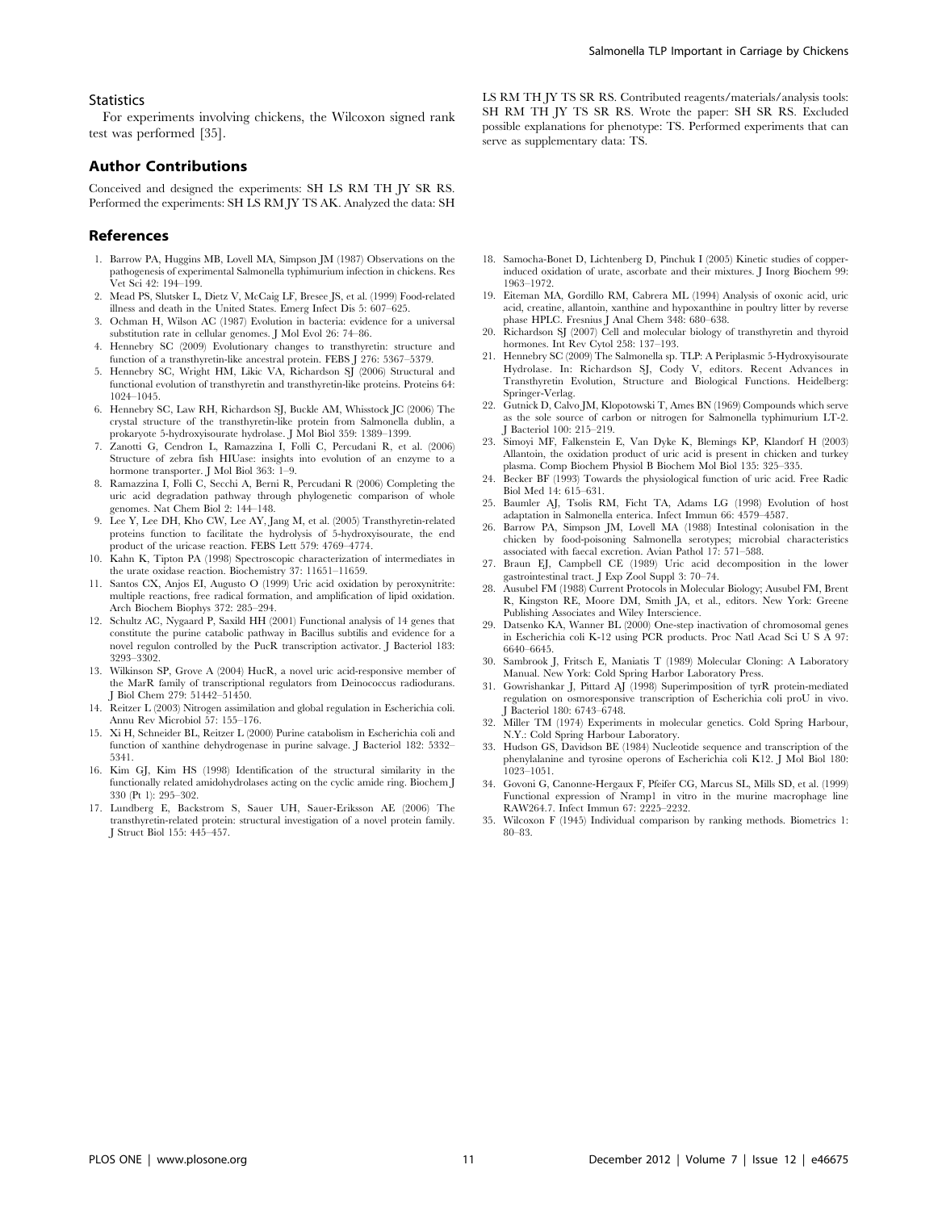### Statistics

For experiments involving chickens, the Wilcoxon signed rank test was performed [35].

## Author Contributions

Conceived and designed the experiments: SH LS RM TH JY SR RS. Performed the experiments: SH LS RM JY TS AK. Analyzed the data: SH LS RM TH JY TS SR RS. Contributed reagents/materials/analysis tools: SH RM TH JY TS SR RS. Wrote the paper: SH SR RS. Excluded possible explanations for phenotype: TS. Performed experiments that can serve as supplementary data: TS.

## References

1. Barrow PA, Huggins MB, Lovell MA, Simpson JM (1987) Observations on the pathogenesis of experimental Salmonella typhimurium infection in chickens. Res Vet Sci 42: 194–199.
2. Mead PS, Slutsker L, Dietz V, McCaig LF, Bresee JS, et al. (1999) Food-related illness and death in the United States. Emerg Infect Dis 5: 607–625.
3. Ochman H, Wilson AC (1987) Evolution in bacteria: evidence for a universal substitution rate in cellular genomes. J Mol Evol 26: 74–86.
4. Hennebry SC (2009) Evolutionary changes to transthyretin: structure and function of a transthyretin-like ancestral protein. FEBS J 276: 5367–5379.
5. Hennebry SC, Wright HM, Likic VA, Richardson SJ (2006) Structural and functional evolution of transthyretin and transthyretin-like proteins. Proteins 64: 1024–1045.
6. Hennebry SC, Law RH, Richardson SJ, Buckle AM, Whisstock JC (2006) The crystal structure of the transthyretin-like protein from Salmonella dublin, a prokaryote 5-hydroxyisourate hydrolase. J Mol Biol 359: 1389–1399.
7. Zanotti G, Cendron L, Ramazzina I, Folli C, Percudani R, et al. (2006) Structure of zebra fish HIUase: insights into evolution of an enzyme to a hormone transporter. J Mol Biol 363: 1–9.
8. Ramazzina I, Folli C, Secchi A, Berni R, Percudani R (2006) Completing the uric acid degradation pathway through phylogenetic comparison of whole genomes. Nat Chem Biol 2: 144–148.
9. Lee Y, Lee DH, Kho CW, Lee AY, Jang M, et al. (2005) Transthyretin-related proteins function to facilitate the hydrolysis of 5-hydroxyisourate, the end product of the uricase reaction. FEBS Lett 579: 4769–4774.
10. Kahn K, Tipton PA (1998) Spectroscopic characterization of intermediates in the urate oxidase reaction. Biochemistry 37: 11651–11659.
11. Santos CX, Anjos EI, Augusto O (1999) Uric acid oxidation by peroxynitrite: multiple reactions, free radical formation, and amplification of lipid oxidation. Arch Biochem Biophys 372: 285–294.
12. Schultz AC, Nygaard P, Saxild HH (2001) Functional analysis of 14 genes that constitute the purine catabolic pathway in Bacillus subtilis and evidence for a novel regulon controlled by the PucR transcription activator. J Bacteriol 183: 3293–3302.
13. Wilkinson SP, Grove A (2004) HucR, a novel uric acid-responsive member of the MarR family of transcriptional regulators from Deinococcus radiodurans. J Biol Chem 279: 51442–51450.
14. Reitzer L (2003) Nitrogen assimilation and global regulation in Escherichia coli. Annu Rev Microbiol 57: 155–176.
15. Xi H, Schneider BL, Reitzer L (2000) Purine catabolism in Escherichia coli and function of xanthine dehydrogenase in purine salvage. J Bacteriol 182: 5332–5341.
16. Kim GJ, Kim HS (1998) Identification of the structural similarity in the functionally related amidohydrolases acting on the cyclic amide ring. Biochem J 330 (Pt 1): 295–302.
17. Lundberg E, Backstrom S, Sauer UH, Sauer-Eriksson AE (2006) The transthyretin-related protein: structural investigation of a novel protein family. J Struct Biol 155: 445–457.
18. Samocha-Bonet D, Lichtenberg D, Pinchuk I (2005) Kinetic studies of copper-induced oxidation of urate, ascorbate and their mixtures. J Inorg Biochem 99: 1963–1972.
19. Eiteman MA, Gordillo RM, Cabrera ML (1994) Analysis of oxonic acid, uric acid, creatine, allantoin, xanthine and hypoxanthine in poultry litter by reverse phase HPLC. Fresnius J Anal Chem 348: 680–638.
20. Richardson SJ (2007) Cell and molecular biology of transthyretin and thyroid hormones. Int Rev Cytol 258: 137–193.
21. Hennebry SC (2009) The Salmonella sp. TLP: A Periplasmic 5-Hydroxyisourate Hydrolase. In: Richardson SJ, Cody V, editors. Recent Advances in Transthyretin Evolution, Structure and Biological Functions. Heidelberg: Springer-Verlag.
22. Gutnick D, Calvo JM, Klopotowski T, Ames BN (1969) Compounds which serve as the sole source of carbon or nitrogen for Salmonella typhimurium LT-2. J Bacteriol 100: 215–219.
23. Simoyi MF, Falkenstein E, Van Dyke K, Blemings KP, Klandorf H (2003) Allantoin, the oxidation product of uric acid is present in chicken and turkey plasma. Comp Biochem Physiol B Biochem Mol Biol 135: 325–335.
24. Becker BF (1993) Towards the physiological function of uric acid. Free Radic Biol Med 14: 615–631.
25. Baumler AJ, Tsolis RM, Ficht TA, Adams LG (1998) Evolution of host adaptation in Salmonella enterica. Infect Immun 66: 4579–4587.
26. Barrow PA, Simpson JM, Lovell MA (1988) Intestinal colonisation in the chicken by food-poisoning Salmonella serotypes; microbial characteristics associated with faecal excretion. Avian Pathol 17: 571–588.
27. Braun EJ, Campbell CE (1989) Uric acid decomposition in the lower gastrointestinal tract. J Exp Zool Suppl 3: 70–74.
28. Ausubel FM (1988) Current Protocols in Molecular Biology; Ausubel FM, Brent R, Kingston RE, Moore DM, Smith JA, et al., editors. New York: Greene Publishing Associates and Wiley Interscience.
29. Datsenko KA, Wanner BL (2000) One-step inactivation of chromosomal genes in Escherichia coli K-12 using PCR products. Proc Natl Acad Sci U S A 97: 6640–6645.
30. Sambrook J, Fritsch E, Maniatis T (1989) Molecular Cloning: A Laboratory Manual. New York: Cold Spring Harbor Laboratory Press.
31. Gowrishankar J, Pittard AJ (1998) Superimposition of tyrR protein-mediated regulation on osmoresponsive transcription of Escherichia coli proU in vivo. J Bacteriol 180: 6743–6748.
32. Miller TM (1974) Experiments in molecular genetics. Cold Spring Harbour, N.Y.: Cold Spring Harbour Laboratory.
33. Hudson GS, Davidson BE (1984) Nucleotide sequence and transcription of the phenylalanine and tyrosine operons of Escherichia coli K12. J Mol Biol 180: 1023–1051.
34. Govoni G, Canonne-Hergaux F, Pfeifer CG, Marcus SL, Mills SD, et al. (1999) Functional expression of Nramp1 in vitro in the murine macrophage line RAW264.7. Infect Immun 67: 2225–2232.
35. Wilcoxon F (1945) Individual comparison by ranking methods. Biometrics 1: 80–83.